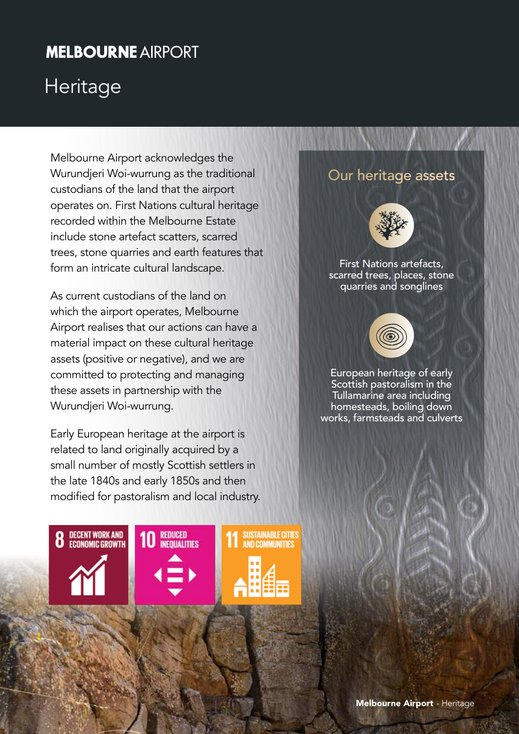# MELBOURNE AIRPORT

## Heritage

Melbourne Airport acknowledges the Wurundjeri Woi-wurrung as the traditional custodians of the land that the airport operates on. First Nations cultural heritage recorded within the Melbourne Estate include stone artefact scatters, scarred trees, stone quarries and earth features that form an intricate cultural landscape.

As current custodians of the land on which the airport operates, Melbourne Airport realises that our actions can have a material impact on these cultural heritage assets (positive or negative), and we are committed to protecting and managing these assets in partnership with the Wurundjeri Woi-wurrung.

Early European heritage at the airport is related to land originally acquired by a small number of mostly Scottish settlers in the late 1840s and early 1850s and then modified for pastoralism and local industry.

8 DECENT WORK AND ECONOMIC GROWTH

10 REDUCED INEQUALITIES

11 SUSTAINABLE CITIES AND COMMUNITIES

### Our heritage assets

First Nations artefacts, scarred trees, places, stone quarries and songlines

European heritage of early Scottish pastoralism in the Tullamarine area including homesteads, boiling down works, farmsteads and culverts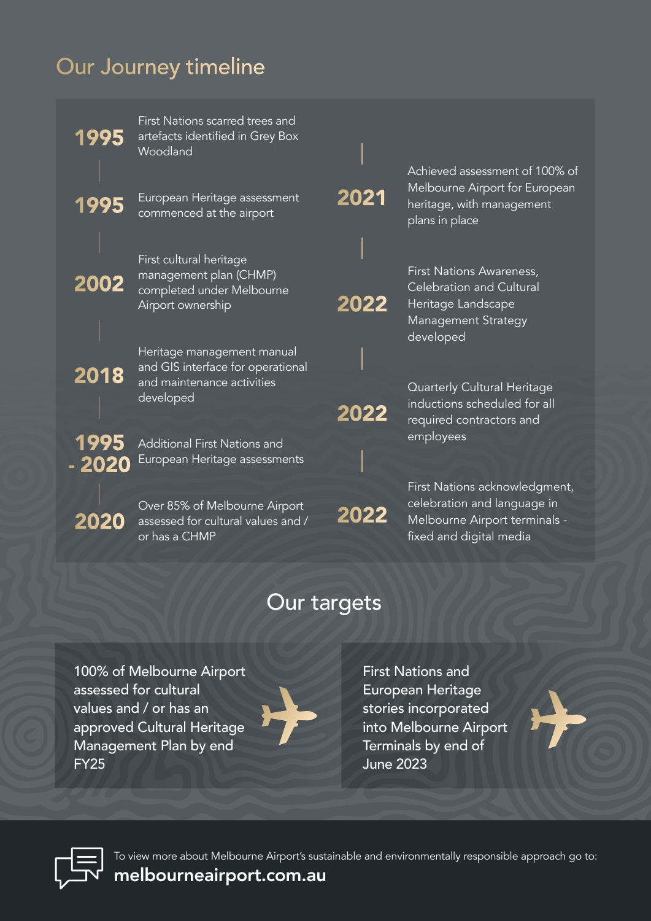## Our Journey timeline

**1995** First Nations scarred trees and artefacts identified in Grey Box Woodland

**1995** European Heritage assessment commenced at the airport

**2002** First cultural heritage management plan (CHMP) completed under Melbourne Airport ownership

**2018** Heritage management manual and GIS interface for operational and maintenance activities developed

**1995 - 2020** Additional First Nations and European Heritage assessments

**2020** Over 85% of Melbourne Airport assessed for cultural values and / or has a CHMP

**2021** Achieved assessment of 100% of Melbourne Airport for European heritage, with management plans in place

**2022** First Nations Awareness, Celebration and Cultural Heritage Landscape Management Strategy developed

**2022** Quarterly Cultural Heritage inductions scheduled for all required contractors and employees

**2022** First Nations acknowledgment, celebration and language in Melbourne Airport terminals - fixed and digital media

## Our targets

100% of Melbourne Airport assessed for cultural values and / or has an approved Cultural Heritage Management Plan by end FY25

First Nations and European Heritage stories incorporated into Melbourne Airport Terminals by end of June 2023

To view more about Melbourne Airport's sustainable and environmentally responsible approach go to:
**melbourneairport.com.au**